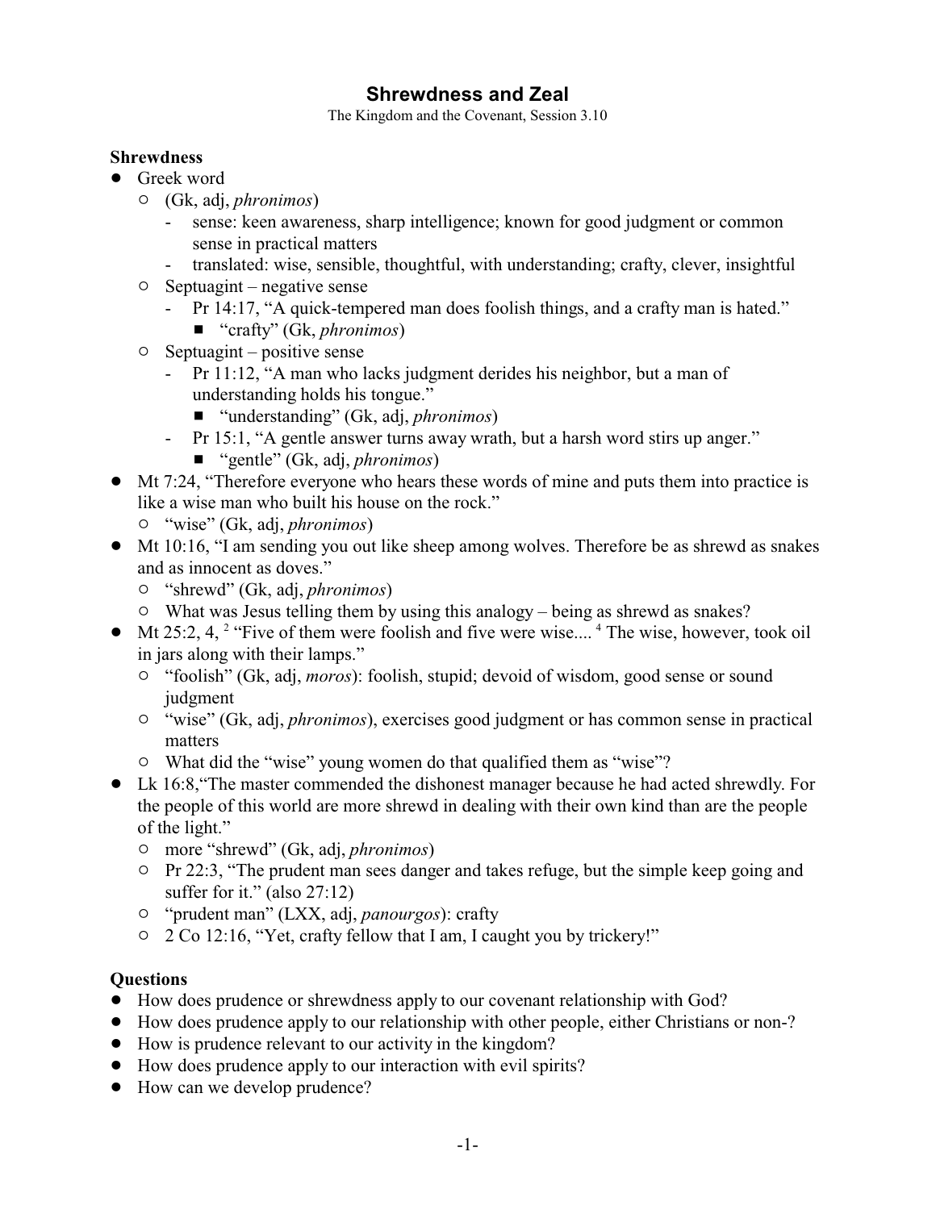# Shrewdness and Zeal

The Kingdom and the Covenant, Session 3.10

## Shrewdness

- Greek word
  - (Gk, adj, *phronimos*)
    - sense: keen awareness, sharp intelligence; known for good judgment or common sense in practical matters
    - translated: wise, sensible, thoughtful, with understanding; crafty, clever, insightful
  - Septuagint – negative sense
    - Pr 14:17, "A quick-tempered man does foolish things, and a crafty man is hated."
      - "crafty" (Gk, *phronimos*)
  - Septuagint – positive sense
    - Pr 11:12, "A man who lacks judgment derides his neighbor, but a man of understanding holds his tongue."
      - "understanding" (Gk, adj, *phronimos*)
    - Pr 15:1, "A gentle answer turns away wrath, but a harsh word stirs up anger."
      - "gentle" (Gk, adj, *phronimos*)
- Mt 7:24, "Therefore everyone who hears these words of mine and puts them into practice is like a wise man who built his house on the rock."
  - "wise" (Gk, adj, *phronimos*)
- Mt 10:16, "I am sending you out like sheep among wolves. Therefore be as shrewd as snakes and as innocent as doves."
  - "shrewd" (Gk, adj, *phronimos*)
  - What was Jesus telling them by using this analogy – being as shrewd as snakes?
- Mt 25:2, 4, [2] "Five of them were foolish and five were wise.... [4] The wise, however, took oil in jars along with their lamps."
  - "foolish" (Gk, adj, *moros*): foolish, stupid; devoid of wisdom, good sense or sound judgment
  - "wise" (Gk, adj, *phronimos*), exercises good judgment or has common sense in practical matters
  - What did the "wise" young women do that qualified them as "wise"?
- Lk 16:8,"The master commended the dishonest manager because he had acted shrewdly. For the people of this world are more shrewd in dealing with their own kind than are the people of the light."
  - more "shrewd" (Gk, adj, *phronimos*)
  - Pr 22:3, "The prudent man sees danger and takes refuge, but the simple keep going and suffer for it." (also 27:12)
  - "prudent man" (LXX, adj, *panourgos*): crafty
  - 2 Co 12:16, "Yet, crafty fellow that I am, I caught you by trickery!"

## Questions

- How does prudence or shrewdness apply to our covenant relationship with God?
- How does prudence apply to our relationship with other people, either Christians or non-?
- How is prudence relevant to our activity in the kingdom?
- How does prudence apply to our interaction with evil spirits?
- How can we develop prudence?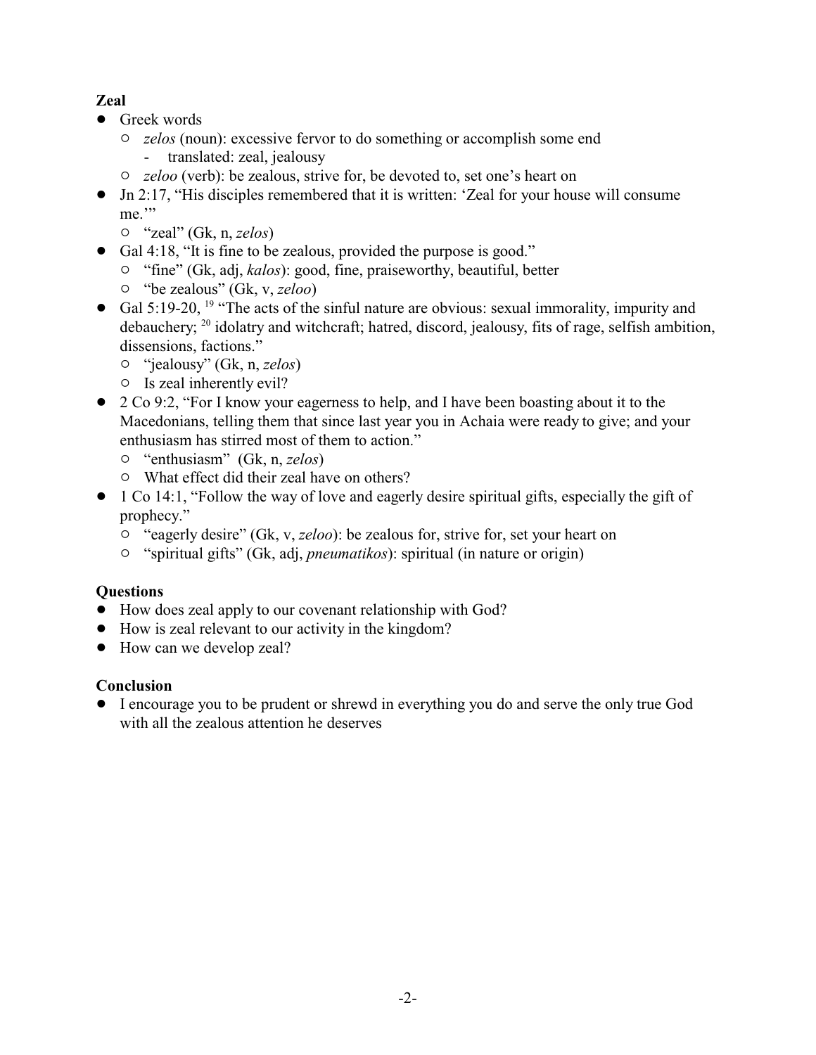**Zeal**

- Greek words
  - *zelos* (noun): excessive fervor to do something or accomplish some end
    - translated: zeal, jealousy
  - *zeloo* (verb): be zealous, strive for, be devoted to, set one's heart on
- Jn 2:17, "His disciples remembered that it is written: 'Zeal for your house will consume me.'"
  - "zeal" (Gk, n, *zelos*)
- Gal 4:18, "It is fine to be zealous, provided the purpose is good."
  - "fine" (Gk, adj, *kalos*): good, fine, praiseworthy, beautiful, better
  - "be zealous" (Gk, v, *zeloo*)
- Gal 5:19-20, [19] "The acts of the sinful nature are obvious: sexual immorality, impurity and debauchery; [20] idolatry and witchcraft; hatred, discord, jealousy, fits of rage, selfish ambition, dissensions, factions."
  - "jealousy" (Gk, n, *zelos*)
  - Is zeal inherently evil?
- 2 Co 9:2, "For I know your eagerness to help, and I have been boasting about it to the Macedonians, telling them that since last year you in Achaia were ready to give; and your enthusiasm has stirred most of them to action."
  - "enthusiasm" (Gk, n, *zelos*)
  - What effect did their zeal have on others?
- 1 Co 14:1, "Follow the way of love and eagerly desire spiritual gifts, especially the gift of prophecy."
  - "eagerly desire" (Gk, v, *zeloo*): be zealous for, strive for, set your heart on
  - "spiritual gifts" (Gk, adj, *pneumatikos*): spiritual (in nature or origin)

**Questions**

- How does zeal apply to our covenant relationship with God?
- How is zeal relevant to our activity in the kingdom?
- How can we develop zeal?

**Conclusion**

- I encourage you to be prudent or shrewd in everything you do and serve the only true God with all the zealous attention he deserves